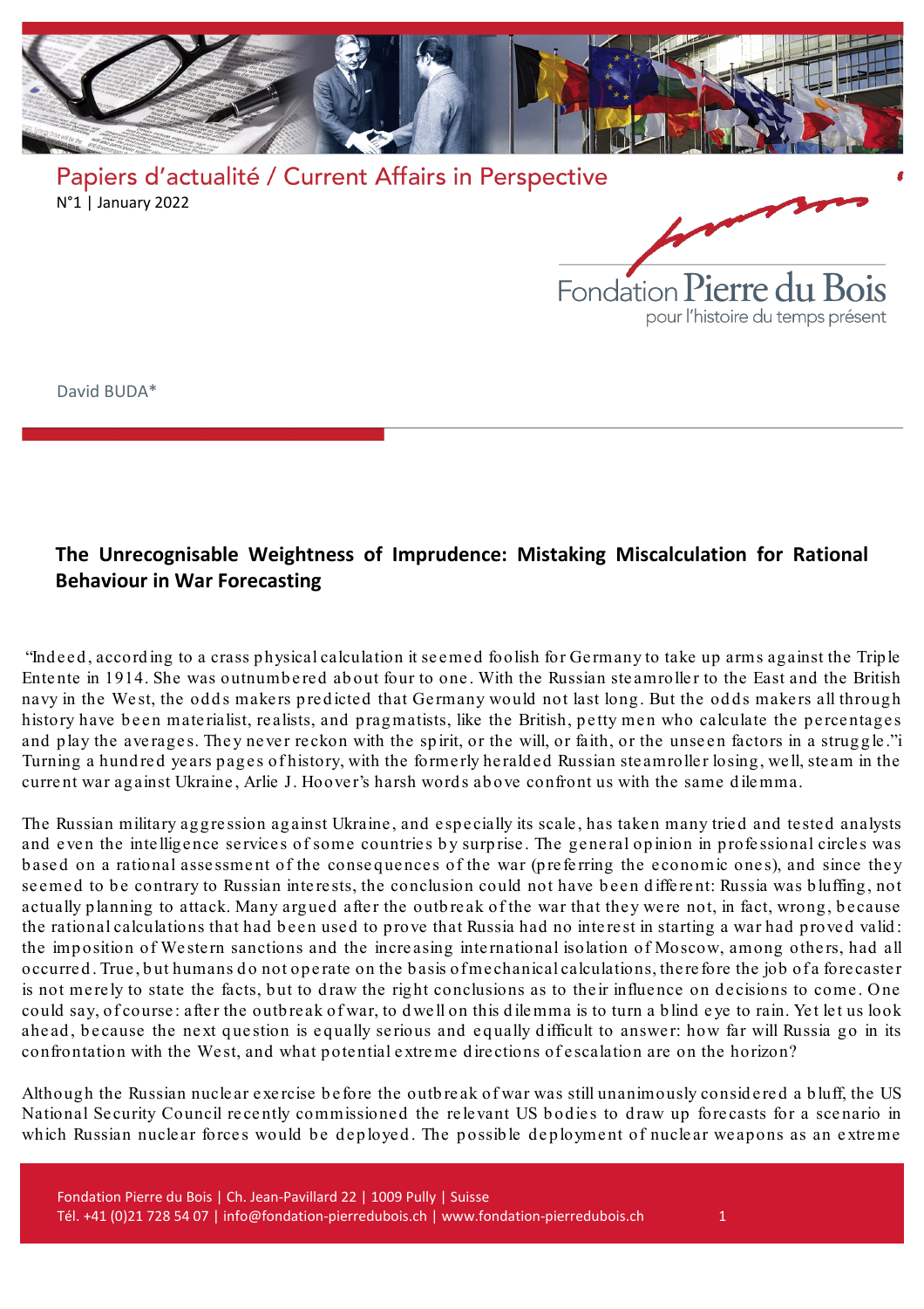Papiers d'actualité / Current Affairs in Perspective

N°1 | January 2022

Fondation Pierre du Bois pour l'histoire du temps présent

David BUDA*

## The Unrecognisable Weightness of Imprudence: Mistaking Miscalculation for Rational Behaviour in War Forecasting

"Indeed, according to a crass physical calculation it seemed foolish for Germany to take up arms against the Triple Entente in 1914. She was outnumbered about four to one. With the Russian steamroller to the East and the British navy in the West, the odds makers predicted that Germany would not last long. But the odds makers all through history have been materialist, realists, and pragmatists, like the British, petty men who calculate the percentages and play the averages. They never reckon with the spirit, or the will, or faith, or the unseen factors in a struggle."[i] Turning a hundred years pages of history, with the formerly heralded Russian steamroller losing, well, steam in the current war against Ukraine, Arlie J. Hoover's harsh words above confront us with the same dilemma.

The Russian military aggression against Ukraine, and especially its scale, has taken many tried and tested analysts and even the intelligence services of some countries by surprise. The general opinion in professional circles was based on a rational assessment of the consequences of the war (preferring the economic ones), and since they seemed to be contrary to Russian interests, the conclusion could not have been different: Russia was bluffing, not actually planning to attack. Many argued after the outbreak of the war that they were not, in fact, wrong, because the rational calculations that had been used to prove that Russia had no interest in starting a war had proved valid: the imposition of Western sanctions and the increasing international isolation of Moscow, among others, had all occurred. True, but humans do not operate on the basis of mechanical calculations, therefore the job of a forecaster is not merely to state the facts, but to draw the right conclusions as to their influence on decisions to come. One could say, of course: after the outbreak of war, to dwell on this dilemma is to turn a blind eye to rain. Yet let us look ahead, because the next question is equally serious and equally difficult to answer: how far will Russia go in its confrontation with the West, and what potential extreme directions of escalation are on the horizon?

Although the Russian nuclear exercise before the outbreak of war was still unanimously considered a bluff, the US National Security Council recently commissioned the relevant US bodies to draw up forecasts for a scenario in which Russian nuclear forces would be deployed. The possible deployment of nuclear weapons as an extreme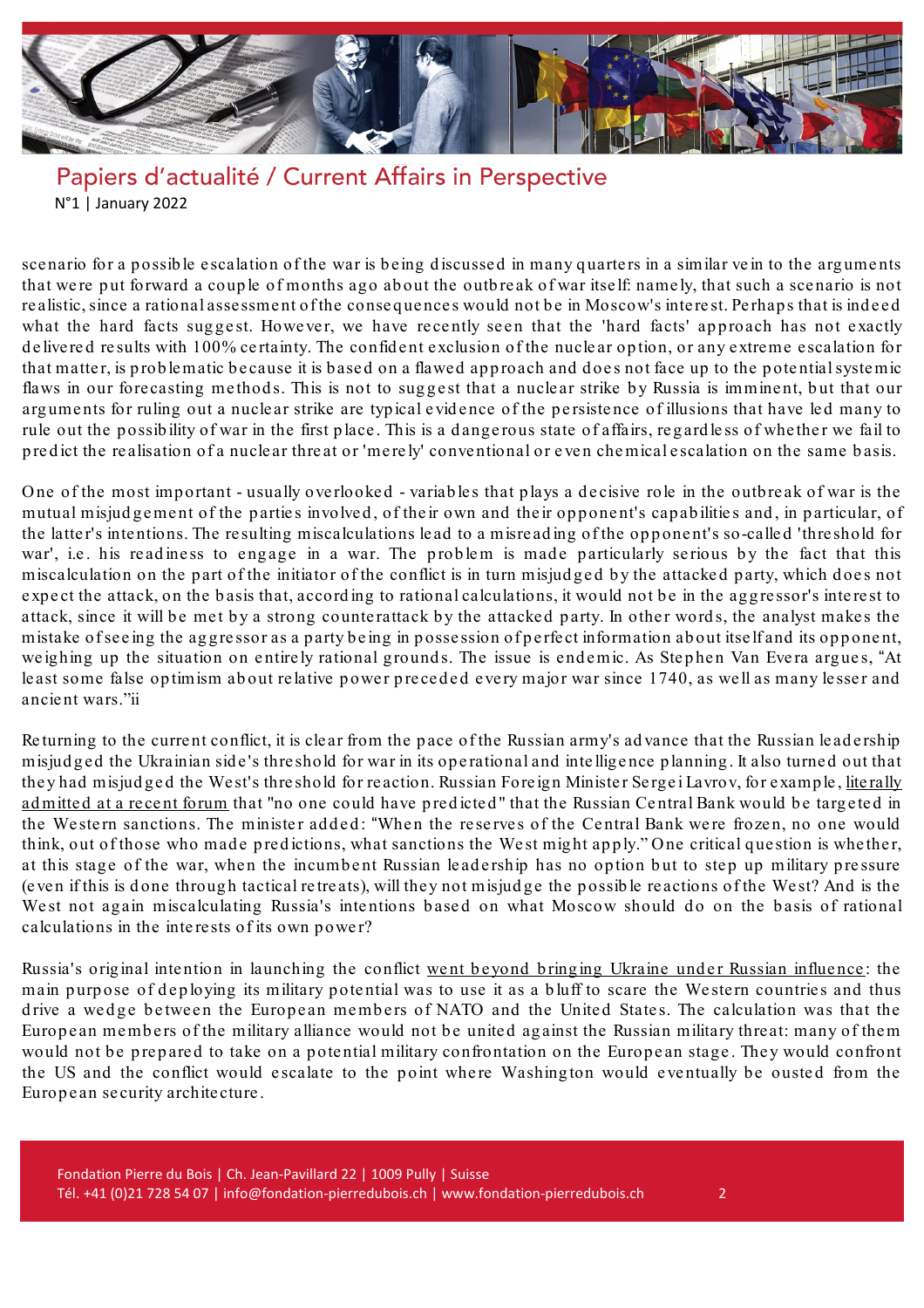scenario for a possible escalation of the war is being discussed in many quarters in a similar vein to the arguments that were put forward a couple of months ago about the outbreak of war itself: namely, that such a scenario is not realistic, since a rational assessment of the consequences would not be in Moscow's interest. Perhaps that is indeed what the hard facts suggest. However, we have recently seen that the 'hard facts' approach has not exactly delivered results with 100% certainty. The confident exclusion of the nuclear option, or any extreme escalation for that matter, is problematic because it is based on a flawed approach and does not face up to the potential systemic flaws in our forecasting methods. This is not to suggest that a nuclear strike by Russia is imminent, but that our arguments for ruling out a nuclear strike are typical evidence of the persistence of illusions that have led many to rule out the possibility of war in the first place. This is a dangerous state of affairs, regardless of whether we fail to predict the realisation of a nuclear threat or 'merely' conventional or even chemical escalation on the same basis.

One of the most important - usually overlooked - variables that plays a decisive role in the outbreak of war is the mutual misjudgement of the parties involved, of their own and their opponent's capabilities and, in particular, of the latter's intentions. The resulting miscalculations lead to a misreading of the opponent's so-called 'threshold for war', i.e. his readiness to engage in a war. The problem is made particularly serious by the fact that this miscalculation on the part of the initiator of the conflict is in turn misjudged by the attacked party, which does not expect the attack, on the basis that, according to rational calculations, it would not be in the aggressor's interest to attack, since it will be met by a strong counterattack by the attacked party. In other words, the analyst makes the mistake of seeing the aggressor as a party being in possession of perfect information about itself and its opponent, weighing up the situation on entirely rational grounds. The issue is endemic. As Stephen Van Evera argues, “At least some false optimism about relative power preceded every major war since 1740, as well as many lesser and ancient wars.”[ii]

Returning to the current conflict, it is clear from the pace of the Russian army's advance that the Russian leadership misjudged the Ukrainian side's threshold for war in its operational and intelligence planning. It also turned out that they had misjudged the West's threshold for reaction. Russian Foreign Minister Sergei Lavrov, for example, literally admitted at a recent forum that "no one could have predicted" that the Russian Central Bank would be targeted in the Western sanctions. The minister added: “When the reserves of the Central Bank were frozen, no one would think, out of those who made predictions, what sanctions the West might apply.” One critical question is whether, at this stage of the war, when the incumbent Russian leadership has no option but to step up military pressure (even if this is done through tactical retreats), will they not misjudge the possible reactions of the West? And is the West not again miscalculating Russia's intentions based on what Moscow should do on the basis of rational calculations in the interests of its own power?

Russia's original intention in launching the conflict went beyond bringing Ukraine under Russian influence: the main purpose of deploying its military potential was to use it as a bluff to scare the Western countries and thus drive a wedge between the European members of NATO and the United States. The calculation was that the European members of the military alliance would not be united against the Russian military threat: many of them would not be prepared to take on a potential military confrontation on the European stage. They would confront the US and the conflict would escalate to the point where Washington would eventually be ousted from the European security architecture.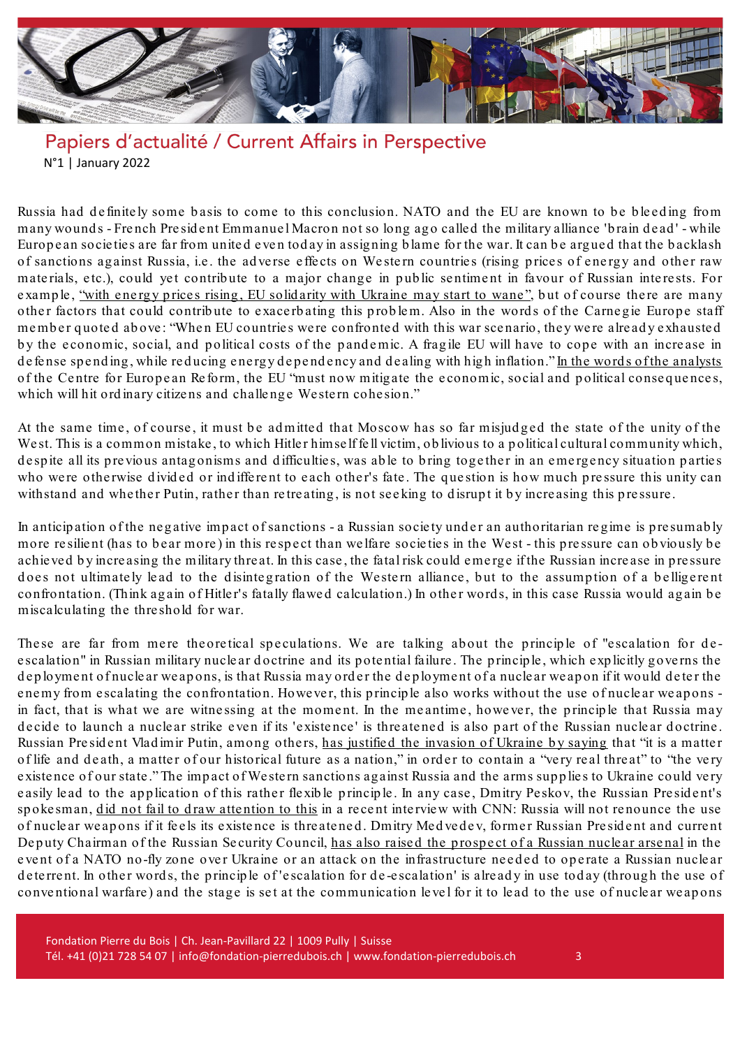Russia had definitely some basis to come to this conclusion. NATO and the EU are known to be bleeding from many wounds - French President Emmanuel Macron not so long ago called the military alliance 'brain dead' - while European societies are far from united even today in assigning blame for the war. It can be argued that the backlash of sanctions against Russia, i.e. the adverse effects on Western countries (rising prices of energy and other raw materials, etc.), could yet contribute to a major change in public sentiment in favour of Russian interests. For example, "with energy prices rising, EU solidarity with Ukraine may start to wane", but of course there are many other factors that could contribute to exacerbating this problem. Also in the words of the Carnegie Europe staff member quoted above: "When EU countries were confronted with this war scenario, they were already exhausted by the economic, social, and political costs of the pandemic. A fragile EU will have to cope with an increase in defense spending, while reducing energy dependency and dealing with high inflation." In the words of the analysts of the Centre for European Reform, the EU "must now mitigate the economic, social and political consequences, which will hit ordinary citizens and challenge Western cohesion."

At the same time, of course, it must be admitted that Moscow has so far misjudged the state of the unity of the West. This is a common mistake, to which Hitler himself fell victim, oblivious to a political cultural community which, despite all its previous antagonisms and difficulties, was able to bring together in an emergency situation parties who were otherwise divided or indifferent to each other's fate. The question is how much pressure this unity can withstand and whether Putin, rather than retreating, is not seeking to disrupt it by increasing this pressure.

In anticipation of the negative impact of sanctions - a Russian society under an authoritarian regime is presumably more resilient (has to bear more) in this respect than welfare societies in the West - this pressure can obviously be achieved by increasing the military threat. In this case, the fatal risk could emerge if the Russian increase in pressure does not ultimately lead to the disintegration of the Western alliance, but to the assumption of a belligerent confrontation. (Think again of Hitler's fatally flawed calculation.) In other words, in this case Russia would again be miscalculating the threshold for war.

These are far from mere theoretical speculations. We are talking about the principle of "escalation for de-escalation" in Russian military nuclear doctrine and its potential failure. The principle, which explicitly governs the deployment of nuclear weapons, is that Russia may order the deployment of a nuclear weapon if it would deter the enemy from escalating the confrontation. However, this principle also works without the use of nuclear weapons - in fact, that is what we are witnessing at the moment. In the meantime, however, the principle that Russia may decide to launch a nuclear strike even if its 'existence' is threatened is also part of the Russian nuclear doctrine. Russian President Vladimir Putin, among others, has justified the invasion of Ukraine by saying that "it is a matter of life and death, a matter of our historical future as a nation," in order to contain a "very real threat" to "the very existence of our state." The impact of Western sanctions against Russia and the arms supplies to Ukraine could very easily lead to the application of this rather flexible principle. In any case, Dmitry Peskov, the Russian President's spokesman, did not fail to draw attention to this in a recent interview with CNN: Russia will not renounce the use of nuclear weapons if it feels its existence is threatened. Dmitry Medvedev, former Russian President and current Deputy Chairman of the Russian Security Council, has also raised the prospect of a Russian nuclear arsenal in the event of a NATO no-fly zone over Ukraine or an attack on the infrastructure needed to operate a Russian nuclear deterrent. In other words, the principle of 'escalation for de-escalation' is already in use today (through the use of conventional warfare) and the stage is set at the communication level for it to lead to the use of nuclear weapons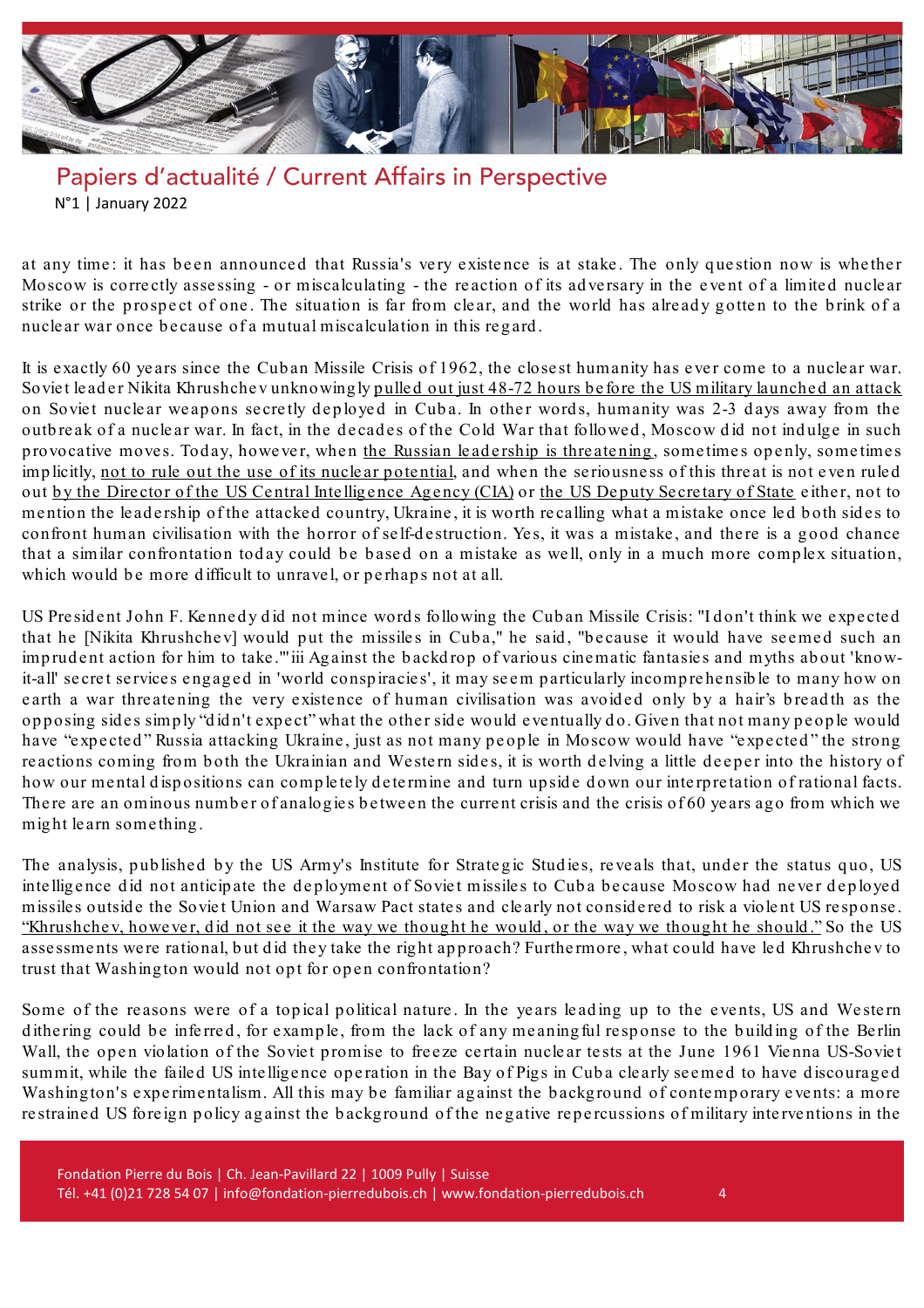at any time: it has been announced that Russia's very existence is at stake. The only question now is whether Moscow is correctly assessing - or miscalculating - the reaction of its adversary in the event of a limited nuclear strike or the prospect of one. The situation is far from clear, and the world has already gotten to the brink of a nuclear war once because of a mutual miscalculation in this regard.

It is exactly 60 years since the Cuban Missile Crisis of 1962, the closest humanity has ever come to a nuclear war. Soviet leader Nikita Khrushchev unknowingly pulled out just 48-72 hours before the US military launched an attack on Soviet nuclear weapons secretly deployed in Cuba. In other words, humanity was 2-3 days away from the outbreak of a nuclear war. In fact, in the decades of the Cold War that followed, Moscow did not indulge in such provocative moves. Today, however, when the Russian leadership is threatening, sometimes openly, sometimes implicitly, not to rule out the use of its nuclear potential, and when the seriousness of this threat is not even ruled out by the Director of the US Central Intelligence Agency (CIA) or the US Deputy Secretary of State either, not to mention the leadership of the attacked country, Ukraine, it is worth recalling what a mistake once led both sides to confront human civilisation with the horror of self-destruction. Yes, it was a mistake, and there is a good chance that a similar confrontation today could be based on a mistake as well, only in a much more complex situation, which would be more difficult to unravel, or perhaps not at all.

US President John F. Kennedy did not mince words following the Cuban Missile Crisis: "I don't think we expected that he [Nikita Khrushchev] would put the missiles in Cuba," he said, "because it would have seemed such an imprudent action for him to take."[iii] Against the backdrop of various cinematic fantasies and myths about 'know-it-all' secret services engaged in 'world conspiracies', it may seem particularly incomprehensible to many how on earth a war threatening the very existence of human civilisation was avoided only by a hair's breadth as the opposing sides simply "didn't expect" what the other side would eventually do. Given that not many people would have "expected" Russia attacking Ukraine, just as not many people in Moscow would have "expected" the strong reactions coming from both the Ukrainian and Western sides, it is worth delving a little deeper into the history of how our mental dispositions can completely determine and turn upside down our interpretation of rational facts. There are an ominous number of analogies between the current crisis and the crisis of 60 years ago from which we might learn something.

The analysis, published by the US Army's Institute for Strategic Studies, reveals that, under the status quo, US intelligence did not anticipate the deployment of Soviet missiles to Cuba because Moscow had never deployed missiles outside the Soviet Union and Warsaw Pact states and clearly not considered to risk a violent US response. "Khrushchev, however, did not see it the way we thought he would, or the way we thought he should." So the US assessments were rational, but did they take the right approach? Furthermore, what could have led Khrushchev to trust that Washington would not opt for open confrontation?

Some of the reasons were of a topical political nature. In the years leading up to the events, US and Western dithering could be inferred, for example, from the lack of any meaningful response to the building of the Berlin Wall, the open violation of the Soviet promise to freeze certain nuclear tests at the June 1961 Vienna US-Soviet summit, while the failed US intelligence operation in the Bay of Pigs in Cuba clearly seemed to have discouraged Washington's experimentalism. All this may be familiar against the background of contemporary events: a more restrained US foreign policy against the background of the negative repercussions of military interventions in the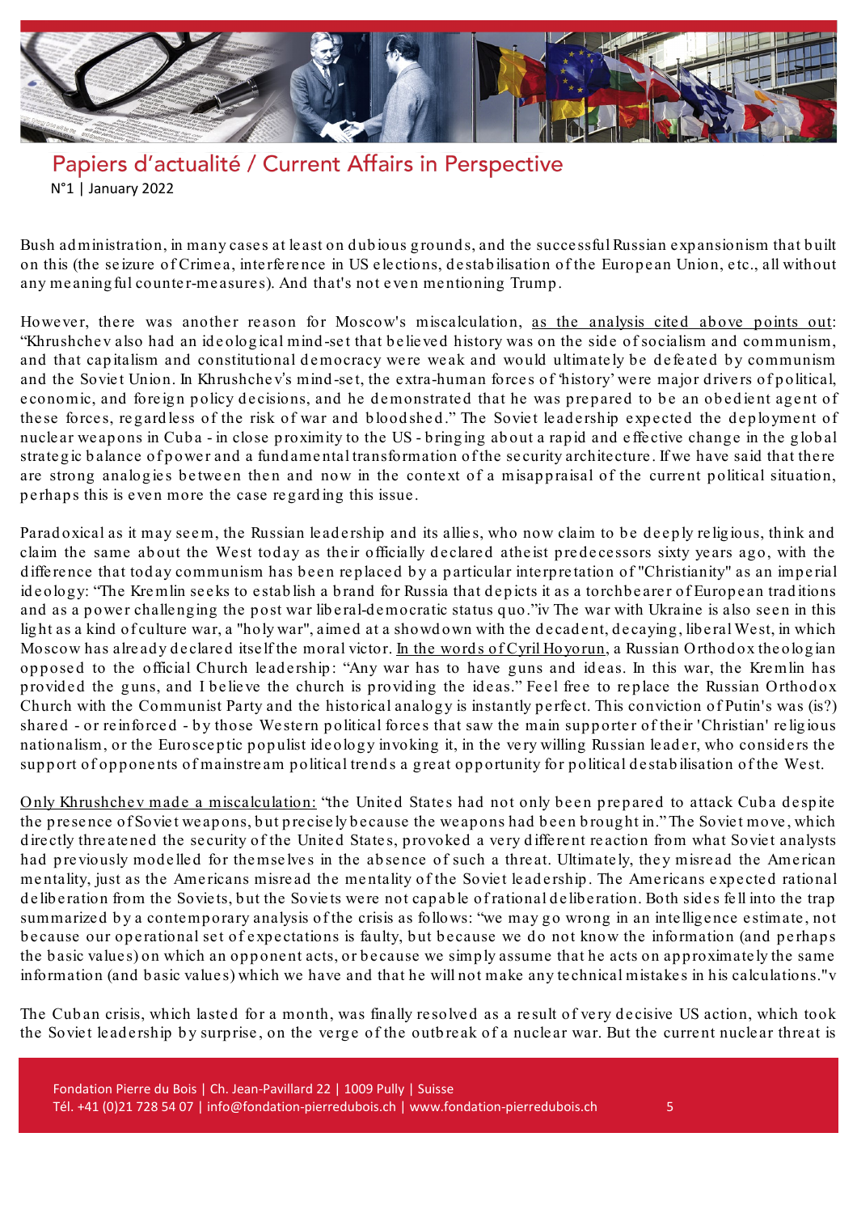Bush administration, in many cases at least on dubious grounds, and the successful Russian expansionism that built on this (the seizure of Crimea, interference in US elections, destabilisation of the European Union, etc., all without any meaningful counter-measures). And that's not even mentioning Trump.

However, there was another reason for Moscow's miscalculation, as the analysis cited above points out: "Khrushchev also had an ideological mind-set that believed history was on the side of socialism and communism, and that capitalism and constitutional democracy were weak and would ultimately be defeated by communism and the Soviet Union. In Khrushchev's mind-set, the extra-human forces of 'history' were major drivers of political, economic, and foreign policy decisions, and he demonstrated that he was prepared to be an obedient agent of these forces, regardless of the risk of war and bloodshed." The Soviet leadership expected the deployment of nuclear weapons in Cuba - in close proximity to the US - bringing about a rapid and effective change in the global strategic balance of power and a fundamental transformation of the security architecture. If we have said that there are strong analogies between then and now in the context of a misappraisal of the current political situation, perhaps this is even more the case regarding this issue.

Paradoxical as it may seem, the Russian leadership and its allies, who now claim to be deeply religious, think and claim the same about the West today as their officially declared atheist predecessors sixty years ago, with the difference that today communism has been replaced by a particular interpretation of "Christianity" as an imperial ideology: "The Kremlin seeks to establish a brand for Russia that depicts it as a torchbearer of European traditions and as a power challenging the post war liberal-democratic status quo."iv The war with Ukraine is also seen in this light as a kind of culture war, a "holy war", aimed at a showdown with the decadent, decaying, liberal West, in which Moscow has already declared itself the moral victor. In the words of Cyril Hoyorun, a Russian Orthodox theologian opposed to the official Church leadership: "Any war has to have guns and ideas. In this war, the Kremlin has provided the guns, and I believe the church is providing the ideas." Feel free to replace the Russian Orthodox Church with the Communist Party and the historical analogy is instantly perfect. This conviction of Putin's was (is?) shared - or reinforced - by those Western political forces that saw the main supporter of their 'Christian' religious nationalism, or the Eurosceptic populist ideology invoking it, in the very willing Russian leader, who considers the support of opponents of mainstream political trends a great opportunity for political destabilisation of the West.

Only Khrushchev made a miscalculation: "the United States had not only been prepared to attack Cuba despite the presence of Soviet weapons, but precisely because the weapons had been brought in." The Soviet move, which directly threatened the security of the United States, provoked a very different reaction from what Soviet analysts had previously modelled for themselves in the absence of such a threat. Ultimately, they misread the American mentality, just as the Americans misread the mentality of the Soviet leadership. The Americans expected rational deliberation from the Soviets, but the Soviets were not capable of rational deliberation. Both sides fell into the trap summarized by a contemporary analysis of the crisis as follows: "we may go wrong in an intelligence estimate, not because our operational set of expectations is faulty, but because we do not know the information (and perhaps the basic values) on which an opponent acts, or because we simply assume that he acts on approximately the same information (and basic values) which we have and that he will not make any technical mistakes in his calculations."v

The Cuban crisis, which lasted for a month, was finally resolved as a result of very decisive US action, which took the Soviet leadership by surprise, on the verge of the outbreak of a nuclear war. But the current nuclear threat is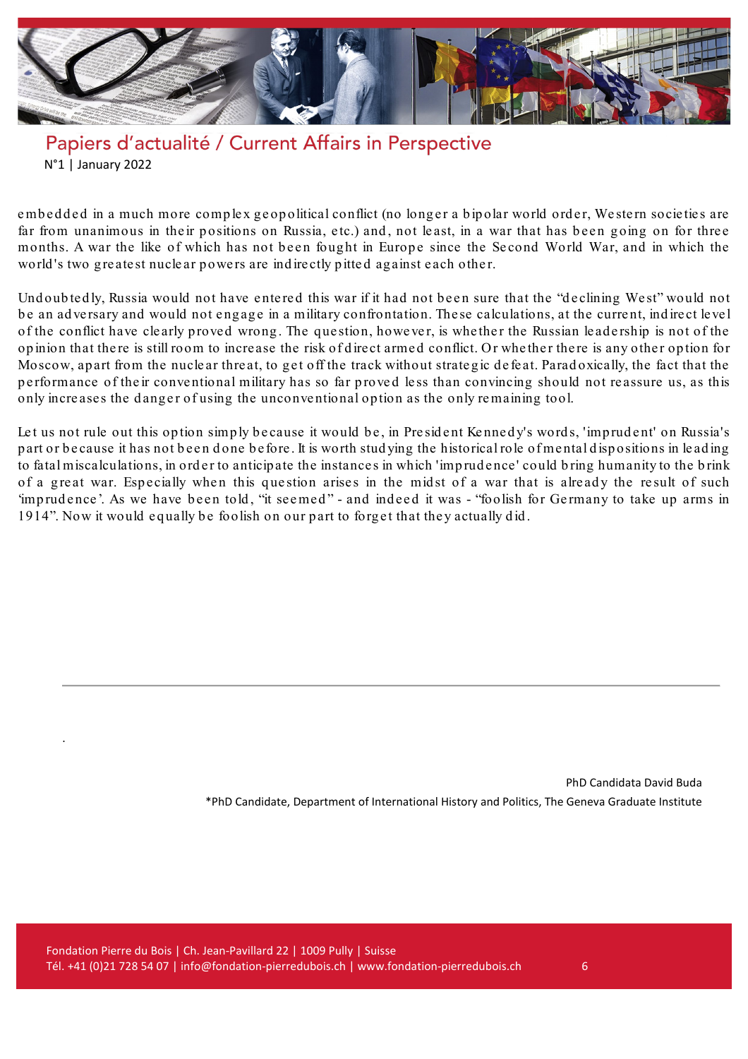embedded in a much more complex geopolitical conflict (no longer a bipolar world order, Western societies are far from unanimous in their positions on Russia, etc.) and, not least, in a war that has been going on for three months. A war the like of which has not been fought in Europe since the Second World War, and in which the world's two greatest nuclear powers are indirectly pitted against each other.

Undoubtedly, Russia would not have entered this war if it had not been sure that the "declining West" would not be an adversary and would not engage in a military confrontation. These calculations, at the current, indirect level of the conflict have clearly proved wrong. The question, however, is whether the Russian leadership is not of the opinion that there is still room to increase the risk of direct armed conflict. Or whether there is any other option for Moscow, apart from the nuclear threat, to get off the track without strategic defeat. Paradoxically, the fact that the performance of their conventional military has so far proved less than convincing should not reassure us, as this only increases the danger of using the unconventional option as the only remaining tool.

Let us not rule out this option simply because it would be, in President Kennedy's words, 'imprudent' on Russia's part or because it has not been done before. It is worth studying the historical role of mental dispositions in leading to fatal miscalculations, in order to anticipate the instances in which 'imprudence' could bring humanity to the brink of a great war. Especially when this question arises in the midst of a war that is already the result of such 'imprudence'. As we have been told, "it seemed" - and indeed it was - "foolish for Germany to take up arms in 1914". Now it would equally be foolish on our part to forget that they actually did.

---

PhD Candidata David Buda

*PhD Candidate, Department of International History and Politics, The Geneva Graduate Institute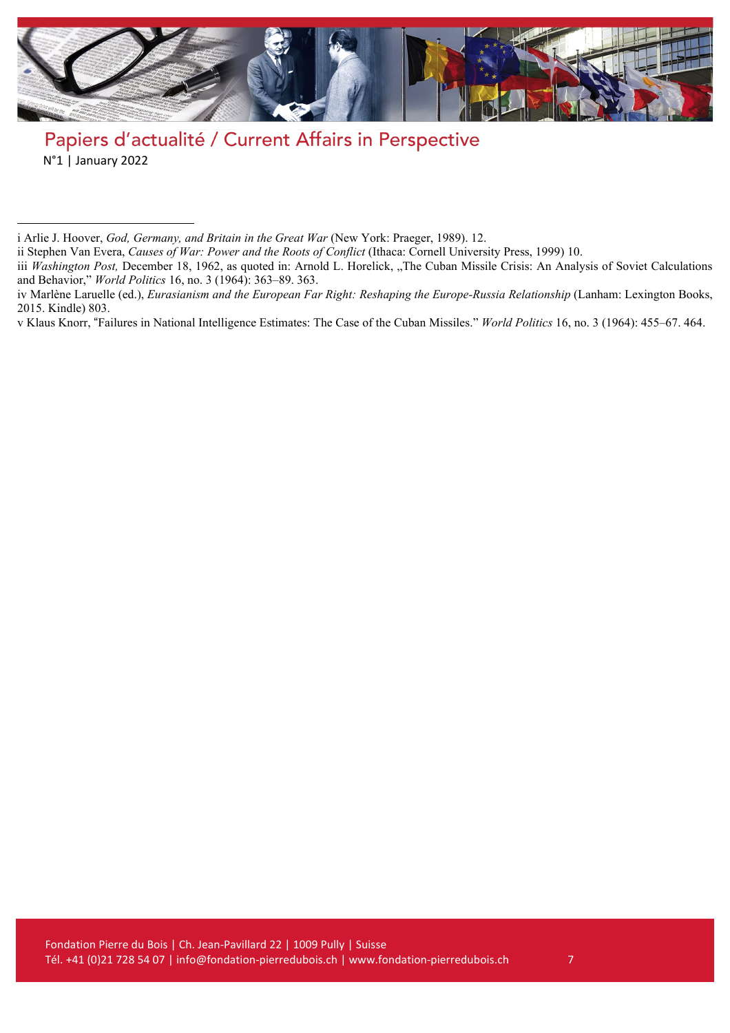i Arlie J. Hoover, *God, Germany, and Britain in the Great War* (New York: Praeger, 1989). 12.

ii Stephen Van Evera, *Causes of War: Power and the Roots of Conflict* (Ithaca: Cornell University Press, 1999) 10.

iii *Washington Post,* December 18, 1962, as quoted in: Arnold L. Horelick, „The Cuban Missile Crisis: An Analysis of Soviet Calculations and Behavior," *World Politics* 16, no. 3 (1964): 363–89. 363.

iv Marlène Laruelle (ed.), *Eurasianism and the European Far Right: Reshaping the Europe-Russia Relationship* (Lanham: Lexington Books, 2015. Kindle) 803.

v Klaus Knorr, "Failures in National Intelligence Estimates: The Case of the Cuban Missiles." *World Politics* 16, no. 3 (1964): 455–67. 464.